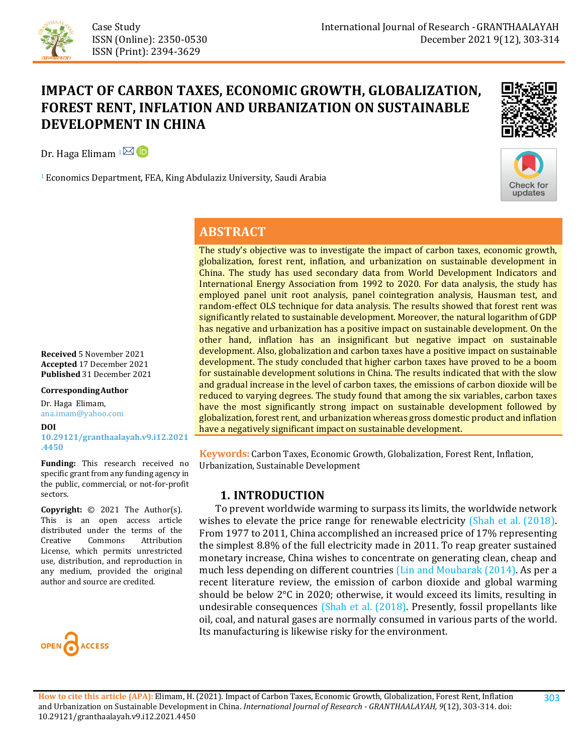Case Study
ISSN (Online): 2350-0530
ISSN (Print): 2394-3629

# IMPACT OF CARBON TAXES, ECONOMIC GROWTH, GLOBALIZATION, FOREST RENT, INFLATION AND URBANIZATION ON SUSTAINABLE DEVELOPMENT IN CHINA

Dr. Haga Elimam [1]

[1] Economics Department, FEA, King Abdulaziz University, Saudi Arabia

**Received** 5 November 2021
**Accepted** 17 December 2021
**Published** 31 December 2021

**Corresponding Author**

Dr. Haga Elimam, ana.imam@yahoo.com

**DOI**
10.29121/granthaalayah.v9.i12.2021.4450

**Funding:** This research received no specific grant from any funding agency in the public, commercial, or not-for-profit sectors.

**Copyright:** © 2021 The Author(s). This is an open access article distributed under the terms of the Creative Commons Attribution License, which permits unrestricted use, distribution, and reproduction in any medium, provided the original author and source are credited.

## ABSTRACT

The study's objective was to investigate the impact of carbon taxes, economic growth, globalization, forest rent, inflation, and urbanization on sustainable development in China. The study has used secondary data from World Development Indicators and International Energy Association from 1992 to 2020. For data analysis, the study has employed panel unit root analysis, panel cointegration analysis, Hausman test, and random-effect OLS technique for data analysis. The results showed that forest rent was significantly related to sustainable development. Moreover, the natural logarithm of GDP has negative and urbanization has a positive impact on sustainable development. On the other hand, inflation has an insignificant but negative impact on sustainable development. Also, globalization and carbon taxes have a positive impact on sustainable development. The study concluded that higher carbon taxes have proved to be a boom for sustainable development solutions in China. The results indicated that with the slow and gradual increase in the level of carbon taxes, the emissions of carbon dioxide will be reduced to varying degrees. The study found that among the six variables, carbon taxes have the most significantly strong impact on sustainable development followed by globalization, forest rent, and urbanization whereas gross domestic product and inflation have a negatively significant impact on sustainable development.

**Keywords:** Carbon Taxes, Economic Growth, Globalization, Forest Rent, Inflation, Urbanization, Sustainable Development

## 1. INTRODUCTION

To prevent worldwide warming to surpass its limits, the worldwide network wishes to elevate the price range for renewable electricity (Shah et al. (2018). From 1977 to 2011, China accomplished an increased price of 17% representing the simplest 8.8% of the full electricity made in 2011. To reap greater sustained monetary increase, China wishes to concentrate on generating clean, cheap and much less depending on different countries (Lin and Moubarak (2014). As per a recent literature review, the emission of carbon dioxide and global warming should be below 2°C in 2020; otherwise, it would exceed its limits, resulting in undesirable consequences (Shah et al. (2018). Presently, fossil propellants like oil, coal, and natural gases are normally consumed in various parts of the world. Its manufacturing is likewise risky for the environment.

**How to cite this article (APA):** Elimam, H. (2021). Impact of Carbon Taxes, Economic Growth, Globalization, Forest Rent, Inflation and Urbanization on Sustainable Development in China. *International Journal of Research - GRANTHAALAYAH, 9*(12), 303-314. doi: 10.29121/granthaalayah.v9.i12.2021.4450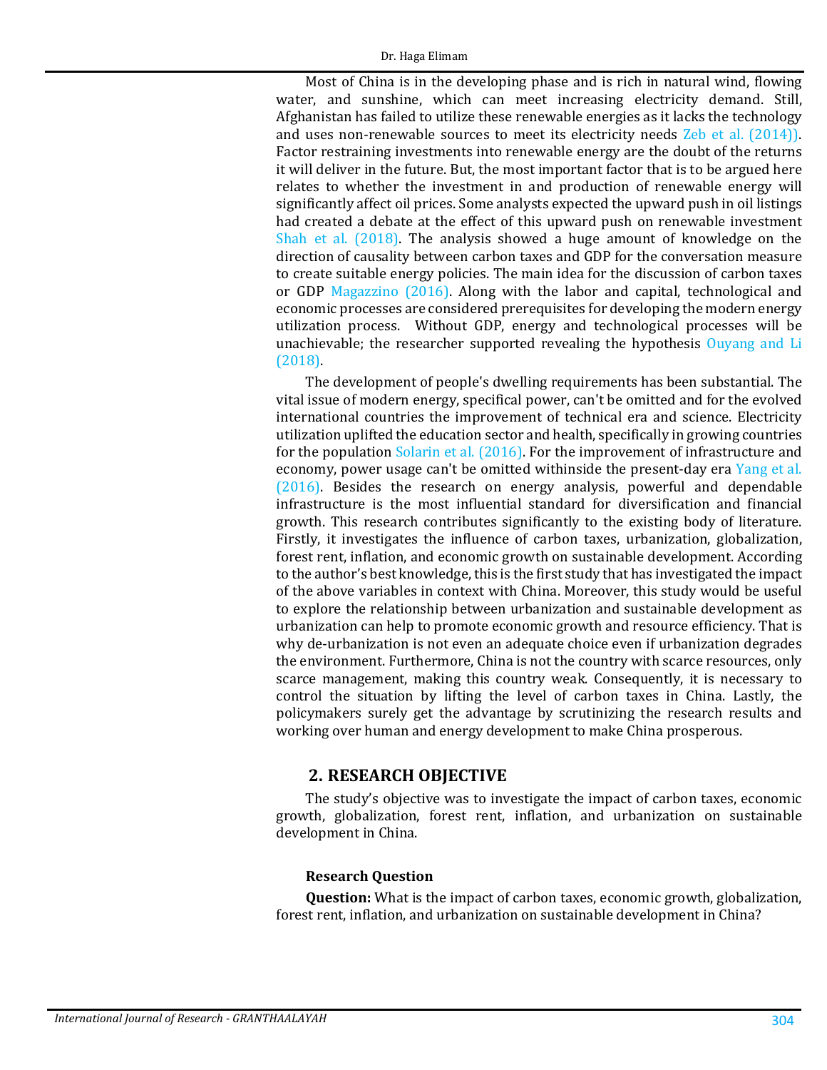Most of China is in the developing phase and is rich in natural wind, flowing water, and sunshine, which can meet increasing electricity demand. Still, Afghanistan has failed to utilize these renewable energies as it lacks the technology and uses non-renewable sources to meet its electricity needs Zeb et al. (2014)). Factor restraining investments into renewable energy are the doubt of the returns it will deliver in the future. But, the most important factor that is to be argued here relates to whether the investment in and production of renewable energy will significantly affect oil prices. Some analysts expected the upward push in oil listings had created a debate at the effect of this upward push on renewable investment Shah et al. (2018). The analysis showed a huge amount of knowledge on the direction of causality between carbon taxes and GDP for the conversation measure to create suitable energy policies. The main idea for the discussion of carbon taxes or GDP Magazzino (2016). Along with the labor and capital, technological and economic processes are considered prerequisites for developing the modern energy utilization process. Without GDP, energy and technological processes will be unachievable; the researcher supported revealing the hypothesis Ouyang and Li (2018).

The development of people's dwelling requirements has been substantial. The vital issue of modern energy, specifical power, can't be omitted and for the evolved international countries the improvement of technical era and science. Electricity utilization uplifted the education sector and health, specifically in growing countries for the population Solarin et al. (2016). For the improvement of infrastructure and economy, power usage can't be omitted withinside the present-day era Yang et al. (2016). Besides the research on energy analysis, powerful and dependable infrastructure is the most influential standard for diversification and financial growth. This research contributes significantly to the existing body of literature. Firstly, it investigates the influence of carbon taxes, urbanization, globalization, forest rent, inflation, and economic growth on sustainable development. According to the author's best knowledge, this is the first study that has investigated the impact of the above variables in context with China. Moreover, this study would be useful to explore the relationship between urbanization and sustainable development as urbanization can help to promote economic growth and resource efficiency. That is why de-urbanization is not even an adequate choice even if urbanization degrades the environment. Furthermore, China is not the country with scarce resources, only scarce management, making this country weak. Consequently, it is necessary to control the situation by lifting the level of carbon taxes in China. Lastly, the policymakers surely get the advantage by scrutinizing the research results and working over human and energy development to make China prosperous.

## 2. RESEARCH OBJECTIVE

The study's objective was to investigate the impact of carbon taxes, economic growth, globalization, forest rent, inflation, and urbanization on sustainable development in China.

### Research Question

**Question:** What is the impact of carbon taxes, economic growth, globalization, forest rent, inflation, and urbanization on sustainable development in China?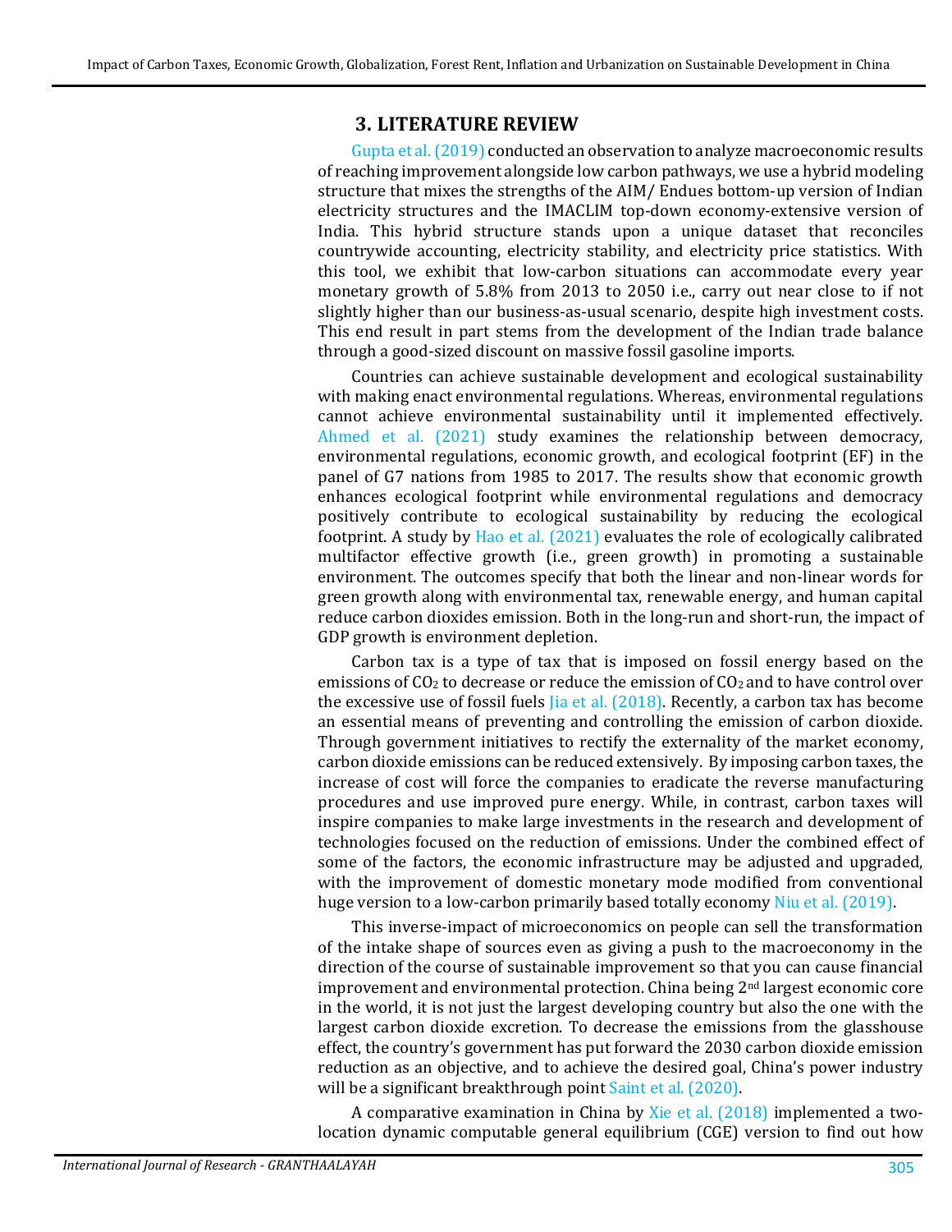## 3. LITERATURE REVIEW

Gupta et al. (2019) conducted an observation to analyze macroeconomic results of reaching improvement alongside low carbon pathways, we use a hybrid modeling structure that mixes the strengths of the AIM/ Endues bottom-up version of Indian electricity structures and the IMACLIM top-down economy-extensive version of India. This hybrid structure stands upon a unique dataset that reconciles countrywide accounting, electricity stability, and electricity price statistics. With this tool, we exhibit that low-carbon situations can accommodate every year monetary growth of 5.8% from 2013 to 2050 i.e., carry out near close to if not slightly higher than our business-as-usual scenario, despite high investment costs. This end result in part stems from the development of the Indian trade balance through a good-sized discount on massive fossil gasoline imports.

Countries can achieve sustainable development and ecological sustainability with making enact environmental regulations. Whereas, environmental regulations cannot achieve environmental sustainability until it implemented effectively. Ahmed et al. (2021) study examines the relationship between democracy, environmental regulations, economic growth, and ecological footprint (EF) in the panel of G7 nations from 1985 to 2017. The results show that economic growth enhances ecological footprint while environmental regulations and democracy positively contribute to ecological sustainability by reducing the ecological footprint. A study by Hao et al. (2021) evaluates the role of ecologically calibrated multifactor effective growth (i.e., green growth) in promoting a sustainable environment. The outcomes specify that both the linear and non-linear words for green growth along with environmental tax, renewable energy, and human capital reduce carbon dioxides emission. Both in the long-run and short-run, the impact of GDP growth is environment depletion.

Carbon tax is a type of tax that is imposed on fossil energy based on the emissions of $CO_2$ to decrease or reduce the emission of $CO_2$ and to have control over the excessive use of fossil fuels Jia et al. (2018). Recently, a carbon tax has become an essential means of preventing and controlling the emission of carbon dioxide. Through government initiatives to rectify the externality of the market economy, carbon dioxide emissions can be reduced extensively. By imposing carbon taxes, the increase of cost will force the companies to eradicate the reverse manufacturing procedures and use improved pure energy. While, in contrast, carbon taxes will inspire companies to make large investments in the research and development of technologies focused on the reduction of emissions. Under the combined effect of some of the factors, the economic infrastructure may be adjusted and upgraded, with the improvement of domestic monetary mode modified from conventional huge version to a low-carbon primarily based totally economy Niu et al. (2019).

This inverse-impact of microeconomics on people can sell the transformation of the intake shape of sources even as giving a push to the macroeconomy in the direction of the course of sustainable improvement so that you can cause financial improvement and environmental protection. China being 2nd largest economic core in the world, it is not just the largest developing country but also the one with the largest carbon dioxide excretion. To decrease the emissions from the glasshouse effect, the country's government has put forward the 2030 carbon dioxide emission reduction as an objective, and to achieve the desired goal, China's power industry will be a significant breakthrough point Saint et al. (2020).

A comparative examination in China by Xie et al. (2018) implemented a two-location dynamic computable general equilibrium (CGE) version to find out how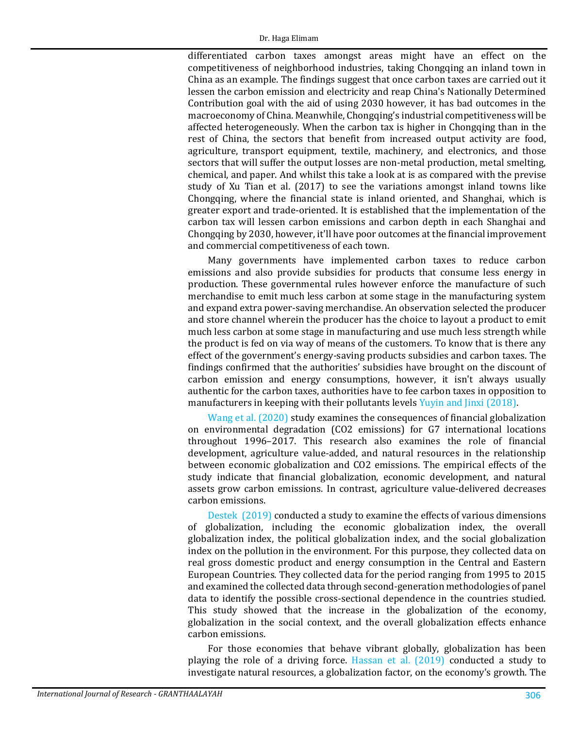differentiated carbon taxes amongst areas might have an effect on the competitiveness of neighborhood industries, taking Chongqing an inland town in China as an example. The findings suggest that once carbon taxes are carried out it lessen the carbon emission and electricity and reap China's Nationally Determined Contribution goal with the aid of using 2030 however, it has bad outcomes in the macroeconomy of China. Meanwhile, Chongqing's industrial competitiveness will be affected heterogeneously. When the carbon tax is higher in Chongqing than in the rest of China, the sectors that benefit from increased output activity are food, agriculture, transport equipment, textile, machinery, and electronics, and those sectors that will suffer the output losses are non-metal production, metal smelting, chemical, and paper. And whilst this take a look at is as compared with the previse study of Xu Tian et al. (2017) to see the variations amongst inland towns like Chongqing, where the financial state is inland oriented, and Shanghai, which is greater export and trade-oriented. It is established that the implementation of the carbon tax will lessen carbon emissions and carbon depth in each Shanghai and Chongqing by 2030, however, it'll have poor outcomes at the financial improvement and commercial competitiveness of each town.

Many governments have implemented carbon taxes to reduce carbon emissions and also provide subsidies for products that consume less energy in production. These governmental rules however enforce the manufacture of such merchandise to emit much less carbon at some stage in the manufacturing system and expand extra power-saving merchandise. An observation selected the producer and store channel wherein the producer has the choice to layout a product to emit much less carbon at some stage in manufacturing and use much less strength while the product is fed on via way of means of the customers. To know that is there any effect of the government's energy-saving products subsidies and carbon taxes. The findings confirmed that the authorities' subsidies have brought on the discount of carbon emission and energy consumptions, however, it isn't always usually authentic for the carbon taxes, authorities have to fee carbon taxes in opposition to manufacturers in keeping with their pollutants levels Yuyin and Jinxi (2018).

Wang et al. (2020) study examines the consequences of financial globalization on environmental degradation ($CO_2$ emissions) for G7 international locations throughout 1996–2017. This research also examines the role of financial development, agriculture value-added, and natural resources in the relationship between economic globalization and $CO_2$ emissions. The empirical effects of the study indicate that financial globalization, economic development, and natural assets grow carbon emissions. In contrast, agriculture value-delivered decreases carbon emissions.

Destek (2019) conducted a study to examine the effects of various dimensions of globalization, including the economic globalization index, the overall globalization index, the political globalization index, and the social globalization index on the pollution in the environment. For this purpose, they collected data on real gross domestic product and energy consumption in the Central and Eastern European Countries. They collected data for the period ranging from 1995 to 2015 and examined the collected data through second-generation methodologies of panel data to identify the possible cross-sectional dependence in the countries studied. This study showed that the increase in the globalization of the economy, globalization in the social context, and the overall globalization effects enhance carbon emissions.

For those economies that behave vibrant globally, globalization has been playing the role of a driving force. Hassan et al. (2019) conducted a study to investigate natural resources, a globalization factor, on the economy's growth. The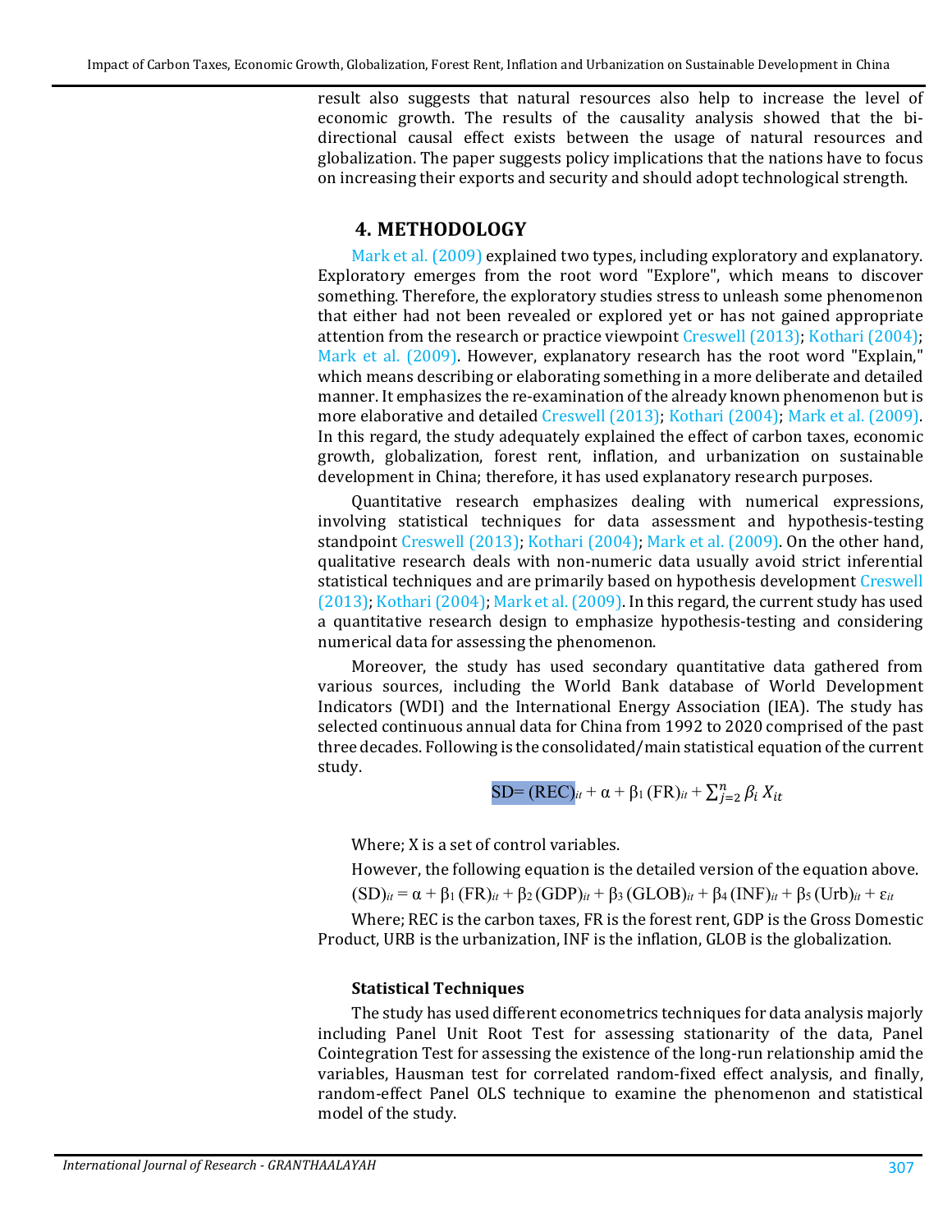result also suggests that natural resources also help to increase the level of economic growth. The results of the causality analysis showed that the bi-directional causal effect exists between the usage of natural resources and globalization. The paper suggests policy implications that the nations have to focus on increasing their exports and security and should adopt technological strength.

## 4. METHODOLOGY

Mark et al. (2009) explained two types, including exploratory and explanatory. Exploratory emerges from the root word "Explore", which means to discover something. Therefore, the exploratory studies stress to unleash some phenomenon that either had not been revealed or explored yet or has not gained appropriate attention from the research or practice viewpoint Creswell (2013); Kothari (2004); Mark et al. (2009). However, explanatory research has the root word "Explain," which means describing or elaborating something in a more deliberate and detailed manner. It emphasizes the re-examination of the already known phenomenon but is more elaborative and detailed Creswell (2013); Kothari (2004); Mark et al. (2009). In this regard, the study adequately explained the effect of carbon taxes, economic growth, globalization, forest rent, inflation, and urbanization on sustainable development in China; therefore, it has used explanatory research purposes.

Quantitative research emphasizes dealing with numerical expressions, involving statistical techniques for data assessment and hypothesis-testing standpoint Creswell (2013); Kothari (2004); Mark et al. (2009). On the other hand, qualitative research deals with non-numeric data usually avoid strict inferential statistical techniques and are primarily based on hypothesis development Creswell (2013); Kothari (2004); Mark et al. (2009). In this regard, the current study has used a quantitative research design to emphasize hypothesis-testing and considering numerical data for assessing the phenomenon.

Moreover, the study has used secondary quantitative data gathered from various sources, including the World Bank database of World Development Indicators (WDI) and the International Energy Association (IEA). The study has selected continuous annual data for China from 1992 to 2020 comprised of the past three decades. Following is the consolidated/main statistical equation of the current study.

$$SD = (REC)_{it} + \alpha + \beta_1 (FR)_{it} + \sum_{j=2}^{n} \beta_i X_{it}$$

Where; X is a set of control variables.

However, the following equation is the detailed version of the equation above.

$$(SD)_{it} = \alpha + \beta_1 (FR)_{it} + \beta_2 (GDP)_{it} + \beta_3 (GLOB)_{it} + \beta_4 (INF)_{it} + \beta_5 (Urb)_{it} + \varepsilon_{it}$$

Where; REC is the carbon taxes, FR is the forest rent, GDP is the Gross Domestic Product, URB is the urbanization, INF is the inflation, GLOB is the globalization.

### Statistical Techniques

The study has used different econometrics techniques for data analysis majorly including Panel Unit Root Test for assessing stationarity of the data, Panel Cointegration Test for assessing the existence of the long-run relationship amid the variables, Hausman test for correlated random-fixed effect analysis, and finally, random-effect Panel OLS technique to examine the phenomenon and statistical model of the study.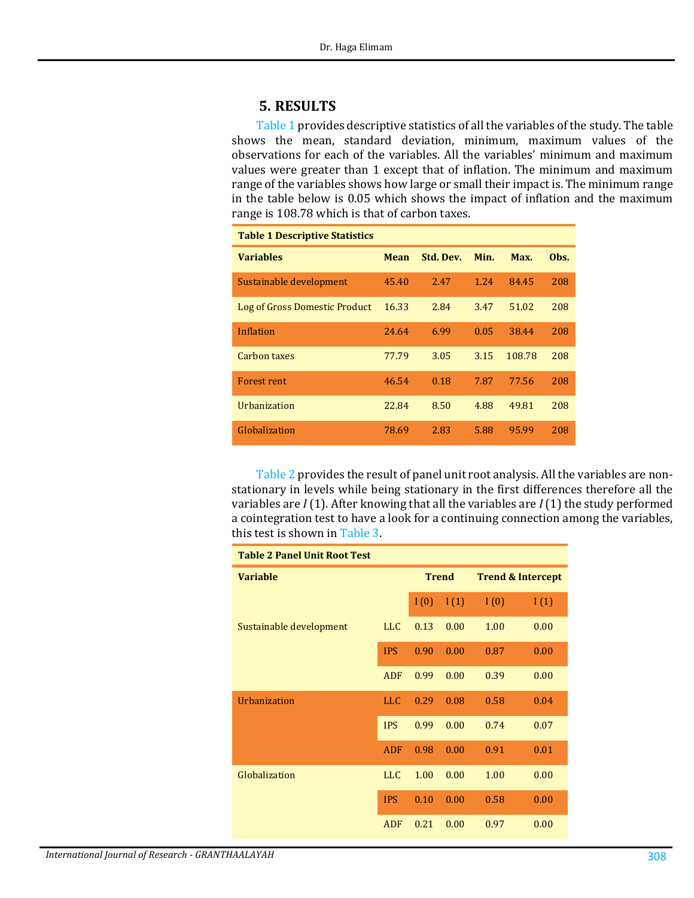## 5. RESULTS

Table 1 provides descriptive statistics of all the variables of the study. The table shows the mean, standard deviation, minimum, maximum values of the observations for each of the variables. All the variables' minimum and maximum values were greater than 1 except that of inflation. The minimum and maximum range of the variables shows how large or small their impact is. The minimum range in the table below is 0.05 which shows the impact of inflation and the maximum range is 108.78 which is that of carbon taxes.

**Table 1 Descriptive Statistics**

| Variables | Mean | Std. Dev. | Min. | Max. | Obs. |
|---|---|---|---|---|---|
| Sustainable development | 45.40 | 2.47 | 1.24 | 84.45 | 208 |
| Log of Gross Domestic Product | 16.33 | 2.84 | 3.47 | 51.02 | 208 |
| Inflation | 24.64 | 6.99 | 0.05 | 38.44 | 208 |
| Carbon taxes | 77.79 | 3.05 | 3.15 | 108.78 | 208 |
| Forest rent | 46.54 | 0.18 | 7.87 | 77.56 | 208 |
| Urbanization | 22.84 | 8.50 | 4.88 | 49.81 | 208 |
| Globalization | 78.69 | 2.83 | 5.88 | 95.99 | 208 |

Table 2 provides the result of panel unit root analysis. All the variables are non-stationary in levels while being stationary in the first differences therefore all the variables are *I* (1). After knowing that all the variables are *I* (1) the study performed a cointegration test to have a look for a continuing connection among the variables, this test is shown in Table 3.

**Table 2 Panel Unit Root Test**

| Variable | | Trend | | Trend & Intercept | |
|---|---|---|---|---|---|
| | | I (0) | I (1) | I (0) | I (1) |
| Sustainable development | LLC | 0.13 | 0.00 | 1.00 | 0.00 |
| | IPS | 0.90 | 0.00 | 0.87 | 0.00 |
| | ADF | 0.99 | 0.00 | 0.39 | 0.00 |
| Urbanization | LLC | 0.29 | 0.08 | 0.58 | 0.04 |
| | IPS | 0.99 | 0.00 | 0.74 | 0.07 |
| | ADF | 0.98 | 0.00 | 0.91 | 0.01 |
| Globalization | LLC | 1.00 | 0.00 | 1.00 | 0.00 |
| | IPS | 0.10 | 0.00 | 0.58 | 0.00 |
| | ADF | 0.21 | 0.00 | 0.97 | 0.00 |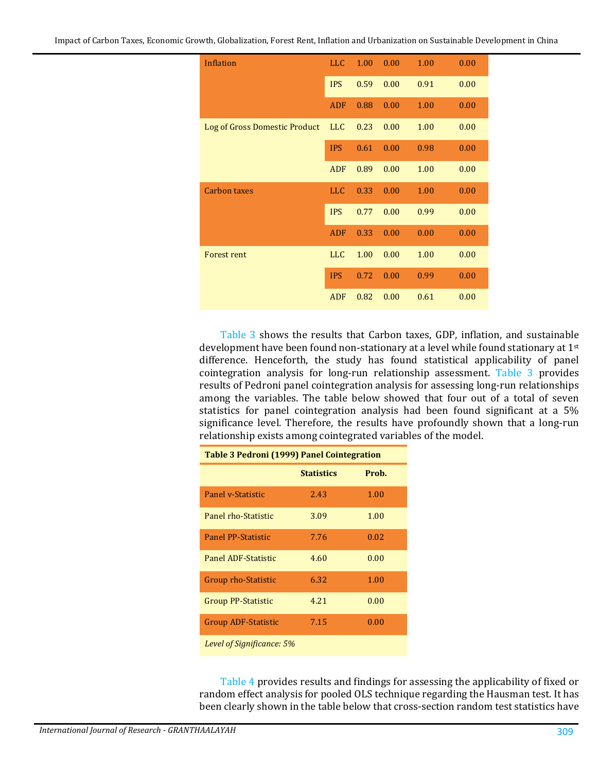| Inflation | LLC | 1.00 | 0.00 | 1.00 | 0.00 |
|---|---|---|---|---|---|
| | IPS | 0.59 | 0.00 | 0.91 | 0.00 |
| | ADF | 0.88 | 0.00 | 1.00 | 0.00 |
| Log of Gross Domestic Product | LLC | 0.23 | 0.00 | 1.00 | 0.00 |
| | IPS | 0.61 | 0.00 | 0.98 | 0.00 |
| | ADF | 0.89 | 0.00 | 1.00 | 0.00 |
| Carbon taxes | LLC | 0.33 | 0.00 | 1.00 | 0.00 |
| | IPS | 0.77 | 0.00 | 0.99 | 0.00 |
| | ADF | 0.33 | 0.00 | 0.00 | 0.00 |
| Forest rent | LLC | 1.00 | 0.00 | 1.00 | 0.00 |
| | IPS | 0.72 | 0.00 | 0.99 | 0.00 |
| | ADF | 0.82 | 0.00 | 0.61 | 0.00 |

Table 3 shows the results that Carbon taxes, GDP, inflation, and sustainable development have been found non-stationary at a level while found stationary at 1st difference. Henceforth, the study has found statistical applicability of panel cointegration analysis for long-run relationship assessment. Table 3 provides results of Pedroni panel cointegration analysis for assessing long-run relationships among the variables. The table below showed that four out of a total of seven statistics for panel cointegration analysis had been found significant at a 5% significance level. Therefore, the results have profoundly shown that a long-run relationship exists among cointegrated variables of the model.

**Table 3 Pedroni (1999) Panel Cointegration**

| | Statistics | Prob. |
|---|---|---|
| Panel v-Statistic | 2.43 | 1.00 |
| Panel rho-Statistic | 3.09 | 1.00 |
| Panel PP-Statistic | 7.76 | 0.02 |
| Panel ADF-Statistic | 4.60 | 0.00 |
| Group rho-Statistic | 6.32 | 1.00 |
| Group PP-Statistic | 4.21 | 0.00 |
| Group ADF-Statistic | 7.15 | 0.00 |

*Level of Significance: 5%*

Table 4 provides results and findings for assessing the applicability of fixed or random effect analysis for pooled OLS technique regarding the Hausman test. It has been clearly shown in the table below that cross-section random test statistics have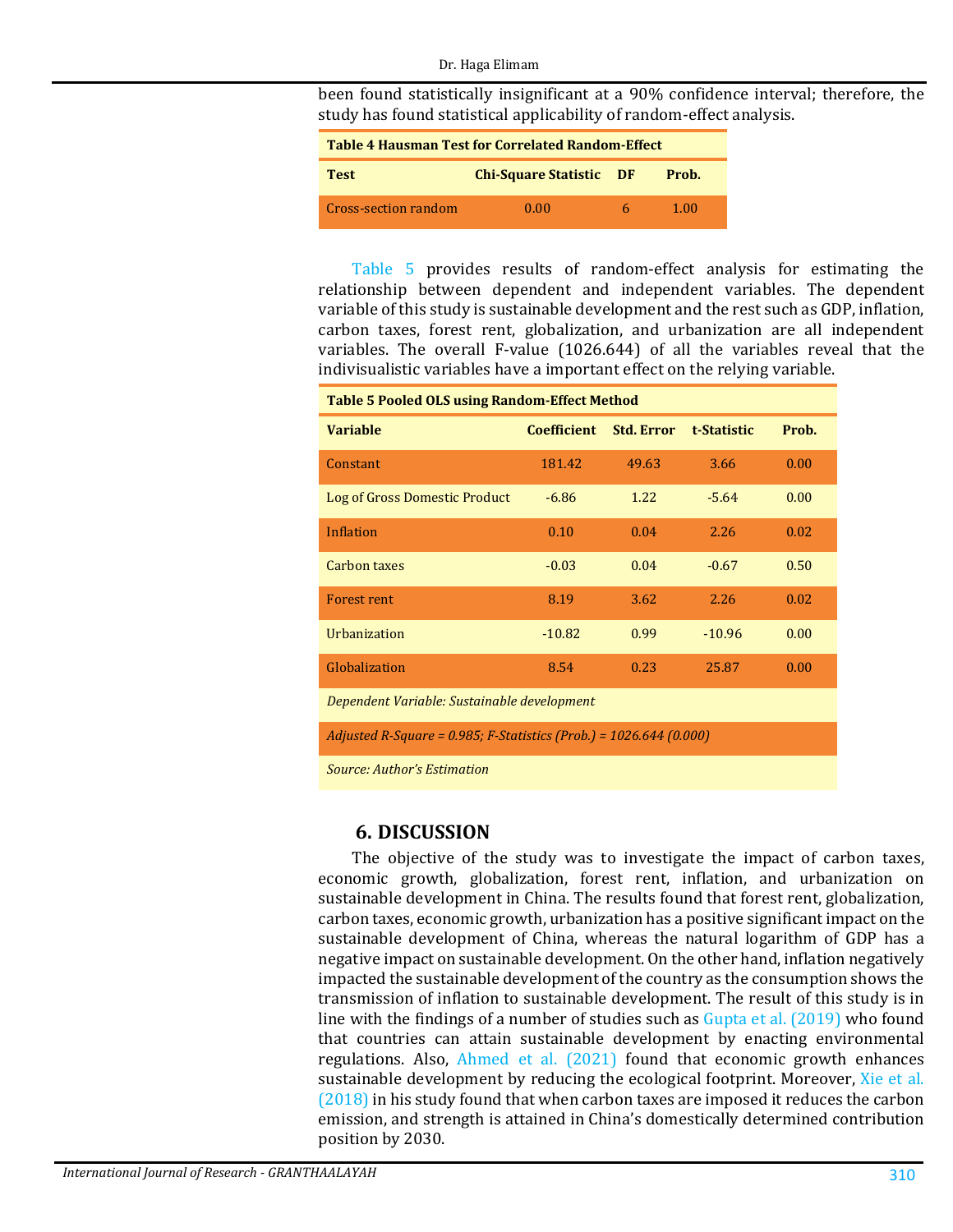been found statistically insignificant at a 90% confidence interval; therefore, the study has found statistical applicability of random-effect analysis.

**Table 4 Hausman Test for Correlated Random-Effect**

| Test | Chi-Square Statistic | DF | Prob. |
|---|---|---|---|
| Cross-section random | 0.00 | 6 | 1.00 |

Table 5 provides results of random-effect analysis for estimating the relationship between dependent and independent variables. The dependent variable of this study is sustainable development and the rest such as GDP, inflation, carbon taxes, forest rent, globalization, and urbanization are all independent variables. The overall F-value (1026.644) of all the variables reveal that the indivisualistic variables have a important effect on the relying variable.

**Table 5 Pooled OLS using Random-Effect Method**

| Variable | Coefficient | Std. Error | t-Statistic | Prob. |
|---|---|---|---|---|
| Constant | 181.42 | 49.63 | 3.66 | 0.00 |
| Log of Gross Domestic Product | -6.86 | 1.22 | -5.64 | 0.00 |
| Inflation | 0.10 | 0.04 | 2.26 | 0.02 |
| Carbon taxes | -0.03 | 0.04 | -0.67 | 0.50 |
| Forest rent | 8.19 | 3.62 | 2.26 | 0.02 |
| Urbanization | -10.82 | 0.99 | -10.96 | 0.00 |
| Globalization | 8.54 | 0.23 | 25.87 | 0.00 |
| *Dependent Variable: Sustainable development* | | | | |
| *Adjusted R-Square = 0.985; F-Statistics (Prob.) = 1026.644 (0.000)* | | | | |
| *Source: Author's Estimation* | | | | |

## 6. DISCUSSION

The objective of the study was to investigate the impact of carbon taxes, economic growth, globalization, forest rent, inflation, and urbanization on sustainable development in China. The results found that forest rent, globalization, carbon taxes, economic growth, urbanization has a positive significant impact on the sustainable development of China, whereas the natural logarithm of GDP has a negative impact on sustainable development. On the other hand, inflation negatively impacted the sustainable development of the country as the consumption shows the transmission of inflation to sustainable development. The result of this study is in line with the findings of a number of studies such as Gupta et al. (2019) who found that countries can attain sustainable development by enacting environmental regulations. Also, Ahmed et al. (2021) found that economic growth enhances sustainable development by reducing the ecological footprint. Moreover, Xie et al. (2018) in his study found that when carbon taxes are imposed it reduces the carbon emission, and strength is attained in China's domestically determined contribution position by 2030.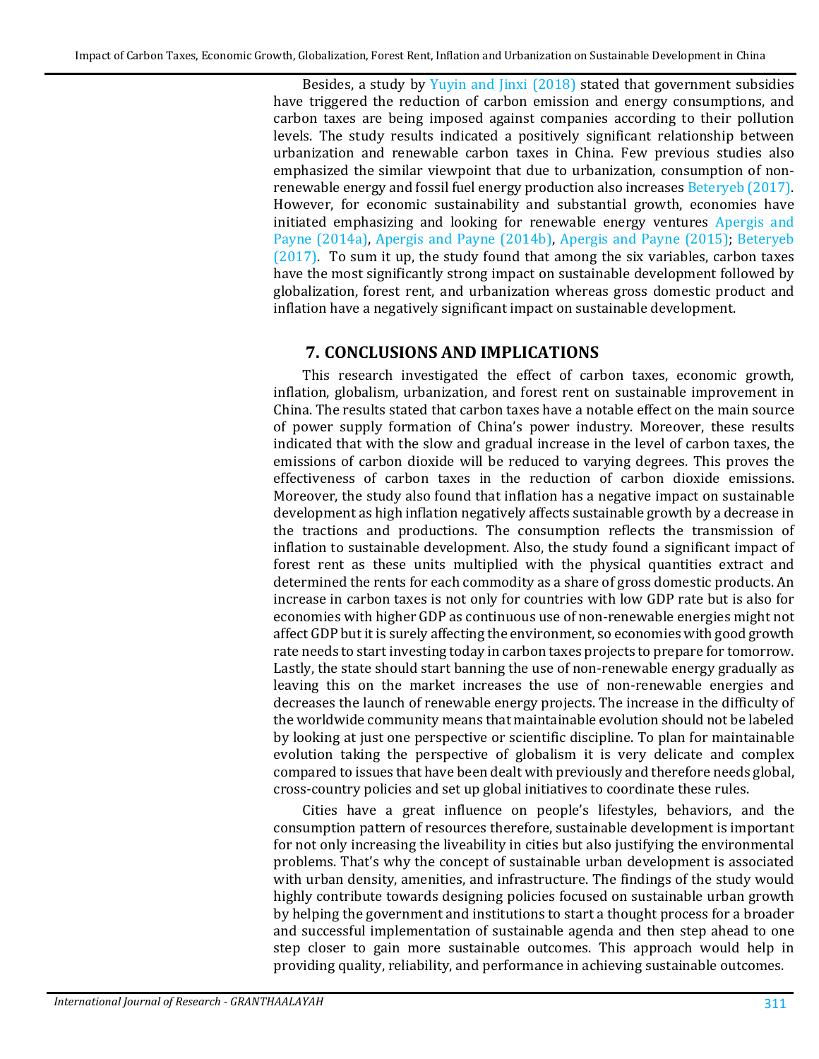Besides, a study by Yuyin and Jinxi (2018) stated that government subsidies have triggered the reduction of carbon emission and energy consumptions, and carbon taxes are being imposed against companies according to their pollution levels. The study results indicated a positively significant relationship between urbanization and renewable carbon taxes in China. Few previous studies also emphasized the similar viewpoint that due to urbanization, consumption of non-renewable energy and fossil fuel energy production also increases Beteryeb (2017). However, for economic sustainability and substantial growth, economies have initiated emphasizing and looking for renewable energy ventures Apergis and Payne (2014a), Apergis and Payne (2014b), Apergis and Payne (2015); Beteryeb (2017). To sum it up, the study found that among the six variables, carbon taxes have the most significantly strong impact on sustainable development followed by globalization, forest rent, and urbanization whereas gross domestic product and inflation have a negatively significant impact on sustainable development.

## 7. CONCLUSIONS AND IMPLICATIONS

This research investigated the effect of carbon taxes, economic growth, inflation, globalism, urbanization, and forest rent on sustainable improvement in China. The results stated that carbon taxes have a notable effect on the main source of power supply formation of China's power industry. Moreover, these results indicated that with the slow and gradual increase in the level of carbon taxes, the emissions of carbon dioxide will be reduced to varying degrees. This proves the effectiveness of carbon taxes in the reduction of carbon dioxide emissions. Moreover, the study also found that inflation has a negative impact on sustainable development as high inflation negatively affects sustainable growth by a decrease in the tractions and productions. The consumption reflects the transmission of inflation to sustainable development. Also, the study found a significant impact of forest rent as these units multiplied with the physical quantities extract and determined the rents for each commodity as a share of gross domestic products. An increase in carbon taxes is not only for countries with low GDP rate but is also for economies with higher GDP as continuous use of non-renewable energies might not affect GDP but it is surely affecting the environment, so economies with good growth rate needs to start investing today in carbon taxes projects to prepare for tomorrow. Lastly, the state should start banning the use of non-renewable energy gradually as leaving this on the market increases the use of non-renewable energies and decreases the launch of renewable energy projects. The increase in the difficulty of the worldwide community means that maintainable evolution should not be labeled by looking at just one perspective or scientific discipline. To plan for maintainable evolution taking the perspective of globalism it is very delicate and complex compared to issues that have been dealt with previously and therefore needs global, cross-country policies and set up global initiatives to coordinate these rules.

Cities have a great influence on people's lifestyles, behaviors, and the consumption pattern of resources therefore, sustainable development is important for not only increasing the liveability in cities but also justifying the environmental problems. That's why the concept of sustainable urban development is associated with urban density, amenities, and infrastructure. The findings of the study would highly contribute towards designing policies focused on sustainable urban growth by helping the government and institutions to start a thought process for a broader and successful implementation of sustainable agenda and then step ahead to one step closer to gain more sustainable outcomes. This approach would help in providing quality, reliability, and performance in achieving sustainable outcomes.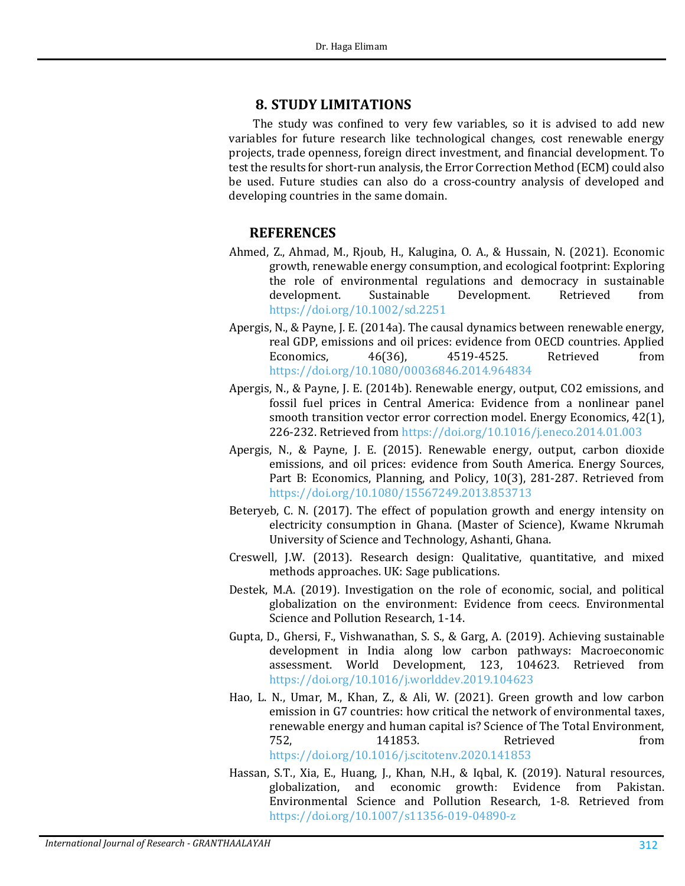## 8. STUDY LIMITATIONS

The study was confined to very few variables, so it is advised to add new variables for future research like technological changes, cost renewable energy projects, trade openness, foreign direct investment, and financial development. To test the results for short-run analysis, the Error Correction Method (ECM) could also be used. Future studies can also do a cross-country analysis of developed and developing countries in the same domain.

## REFERENCES

Ahmed, Z., Ahmad, M., Rjoub, H., Kalugina, O. A., & Hussain, N. (2021). Economic growth, renewable energy consumption, and ecological footprint: Exploring the role of environmental regulations and democracy in sustainable development. Sustainable Development. Retrieved from https://doi.org/10.1002/sd.2251

Apergis, N., & Payne, J. E. (2014a). The causal dynamics between renewable energy, real GDP, emissions and oil prices: evidence from OECD countries. Applied Economics, 46(36), 4519-4525. Retrieved from https://doi.org/10.1080/00036846.2014.964834

Apergis, N., & Payne, J. E. (2014b). Renewable energy, output, CO2 emissions, and fossil fuel prices in Central America: Evidence from a nonlinear panel smooth transition vector error correction model. Energy Economics, 42(1), 226-232. Retrieved from https://doi.org/10.1016/j.eneco.2014.01.003

Apergis, N., & Payne, J. E. (2015). Renewable energy, output, carbon dioxide emissions, and oil prices: evidence from South America. Energy Sources, Part B: Economics, Planning, and Policy, 10(3), 281-287. Retrieved from https://doi.org/10.1080/15567249.2013.853713

Beteryeb, C. N. (2017). The effect of population growth and energy intensity on electricity consumption in Ghana. (Master of Science), Kwame Nkrumah University of Science and Technology, Ashanti, Ghana.

Creswell, J.W. (2013). Research design: Qualitative, quantitative, and mixed methods approaches. UK: Sage publications.

Destek, M.A. (2019). Investigation on the role of economic, social, and political globalization on the environment: Evidence from ceecs. Environmental Science and Pollution Research, 1-14.

Gupta, D., Ghersi, F., Vishwanathan, S. S., & Garg, A. (2019). Achieving sustainable development in India along low carbon pathways: Macroeconomic assessment. World Development, 123, 104623. Retrieved from https://doi.org/10.1016/j.worlddev.2019.104623

Hao, L. N., Umar, M., Khan, Z., & Ali, W. (2021). Green growth and low carbon emission in G7 countries: how critical the network of environmental taxes, renewable energy and human capital is? Science of The Total Environment, 752, 141853. Retrieved from https://doi.org/10.1016/j.scitotenv.2020.141853

Hassan, S.T., Xia, E., Huang, J., Khan, N.H., & Iqbal, K. (2019). Natural resources, globalization, and economic growth: Evidence from Pakistan. Environmental Science and Pollution Research, 1-8. Retrieved from https://doi.org/10.1007/s11356-019-04890-z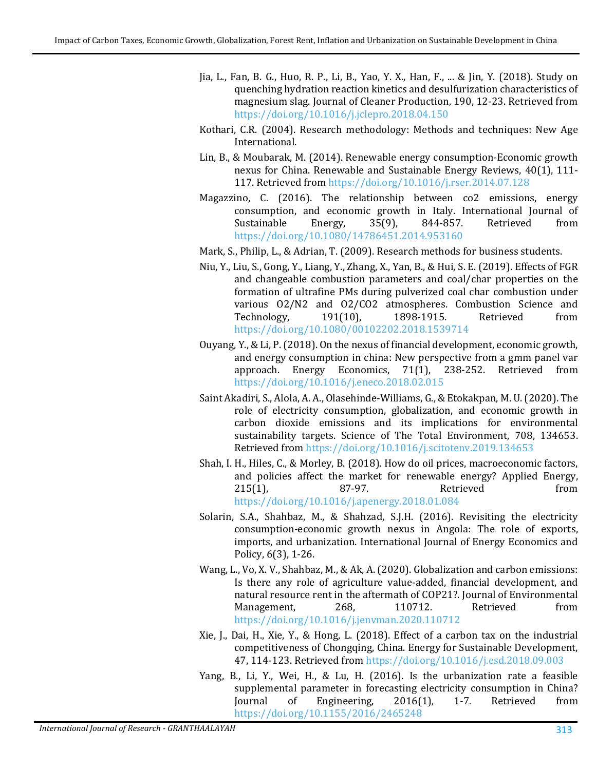Jia, L., Fan, B. G., Huo, R. P., Li, B., Yao, Y. X., Han, F., ... & Jin, Y. (2018). Study on quenching hydration reaction kinetics and desulfurization characteristics of magnesium slag. Journal of Cleaner Production, 190, 12-23. Retrieved from https://doi.org/10.1016/j.jclepro.2018.04.150

Kothari, C.R. (2004). Research methodology: Methods and techniques: New Age International.

Lin, B., & Moubarak, M. (2014). Renewable energy consumption-Economic growth nexus for China. Renewable and Sustainable Energy Reviews, 40(1), 111-117. Retrieved from https://doi.org/10.1016/j.rser.2014.07.128

Magazzino, C. (2016). The relationship between co2 emissions, energy consumption, and economic growth in Italy. International Journal of Sustainable Energy, 35(9), 844-857. Retrieved from https://doi.org/10.1080/14786451.2014.953160

Mark, S., Philip, L., & Adrian, T. (2009). Research methods for business students.

Niu, Y., Liu, S., Gong, Y., Liang, Y., Zhang, X., Yan, B., & Hui, S. E. (2019). Effects of FGR and changeable combustion parameters and coal/char properties on the formation of ultrafine PMs during pulverized coal char combustion under various O2/N2 and O2/CO2 atmospheres. Combustion Science and Technology, 191(10), 1898-1915. Retrieved from https://doi.org/10.1080/00102202.2018.1539714

Ouyang, Y., & Li, P. (2018). On the nexus of financial development, economic growth, and energy consumption in china: New perspective from a gmm panel var approach. Energy Economics, 71(1), 238-252. Retrieved from https://doi.org/10.1016/j.eneco.2018.02.015

Saint Akadiri, S., Alola, A. A., Olasehinde-Williams, G., & Etokakpan, M. U. (2020). The role of electricity consumption, globalization, and economic growth in carbon dioxide emissions and its implications for environmental sustainability targets. Science of The Total Environment, 708, 134653. Retrieved from https://doi.org/10.1016/j.scitotenv.2019.134653

Shah, I. H., Hiles, C., & Morley, B. (2018). How do oil prices, macroeconomic factors, and policies affect the market for renewable energy? Applied Energy, 215(1), 87-97. Retrieved from https://doi.org/10.1016/j.apenergy.2018.01.084

Solarin, S.A., Shahbaz, M., & Shahzad, S.J.H. (2016). Revisiting the electricity consumption-economic growth nexus in Angola: The role of exports, imports, and urbanization. International Journal of Energy Economics and Policy, 6(3), 1-26.

Wang, L., Vo, X. V., Shahbaz, M., & Ak, A. (2020). Globalization and carbon emissions: Is there any role of agriculture value-added, financial development, and natural resource rent in the aftermath of COP21?. Journal of Environmental Management, 268, 110712. Retrieved from https://doi.org/10.1016/j.jenvman.2020.110712

Xie, J., Dai, H., Xie, Y., & Hong, L. (2018). Effect of a carbon tax on the industrial competitiveness of Chongqing, China. Energy for Sustainable Development, 47, 114-123. Retrieved from https://doi.org/10.1016/j.esd.2018.09.003

Yang, B., Li, Y., Wei, H., & Lu, H. (2016). Is the urbanization rate a feasible supplemental parameter in forecasting electricity consumption in China? Journal of Engineering, 2016(1), 1-7. Retrieved from https://doi.org/10.1155/2016/2465248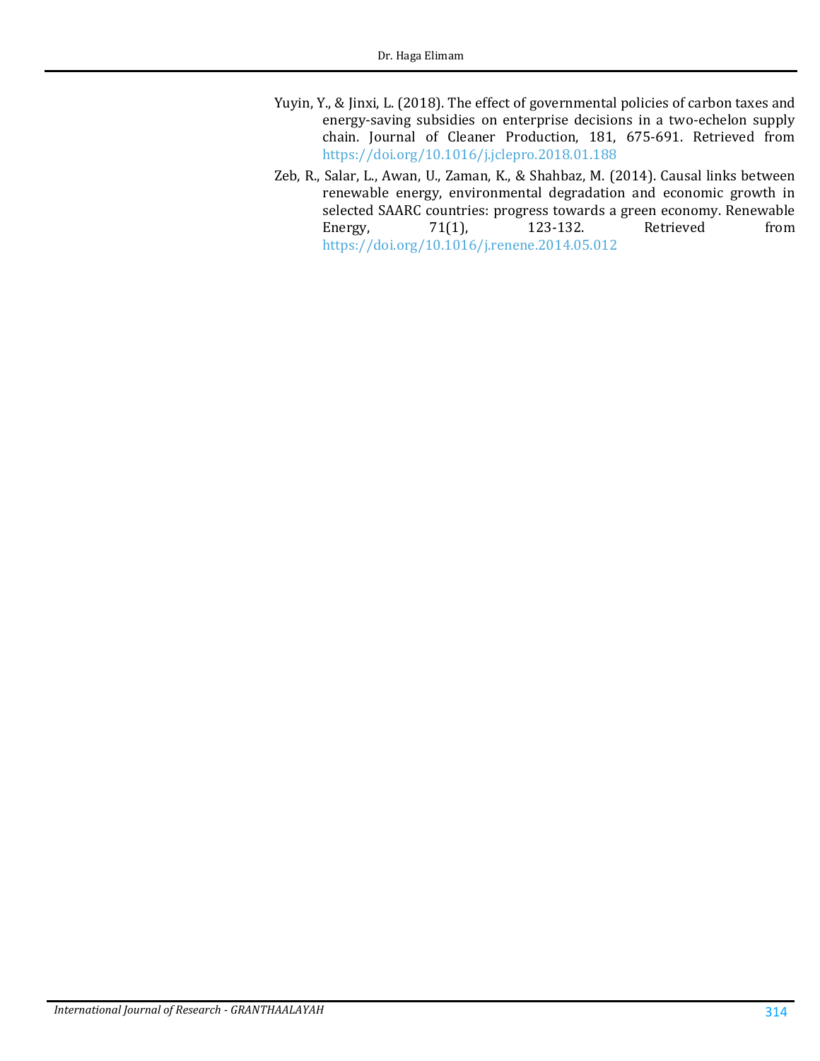Yuyin, Y., & Jinxi, L. (2018). The effect of governmental policies of carbon taxes and energy-saving subsidies on enterprise decisions in a two-echelon supply chain. Journal of Cleaner Production, 181, 675-691. Retrieved from https://doi.org/10.1016/j.jclepro.2018.01.188

Zeb, R., Salar, L., Awan, U., Zaman, K., & Shahbaz, M. (2014). Causal links between renewable energy, environmental degradation and economic growth in selected SAARC countries: progress towards a green economy. Renewable Energy, 71(1), 123-132. Retrieved from https://doi.org/10.1016/j.renene.2014.05.012